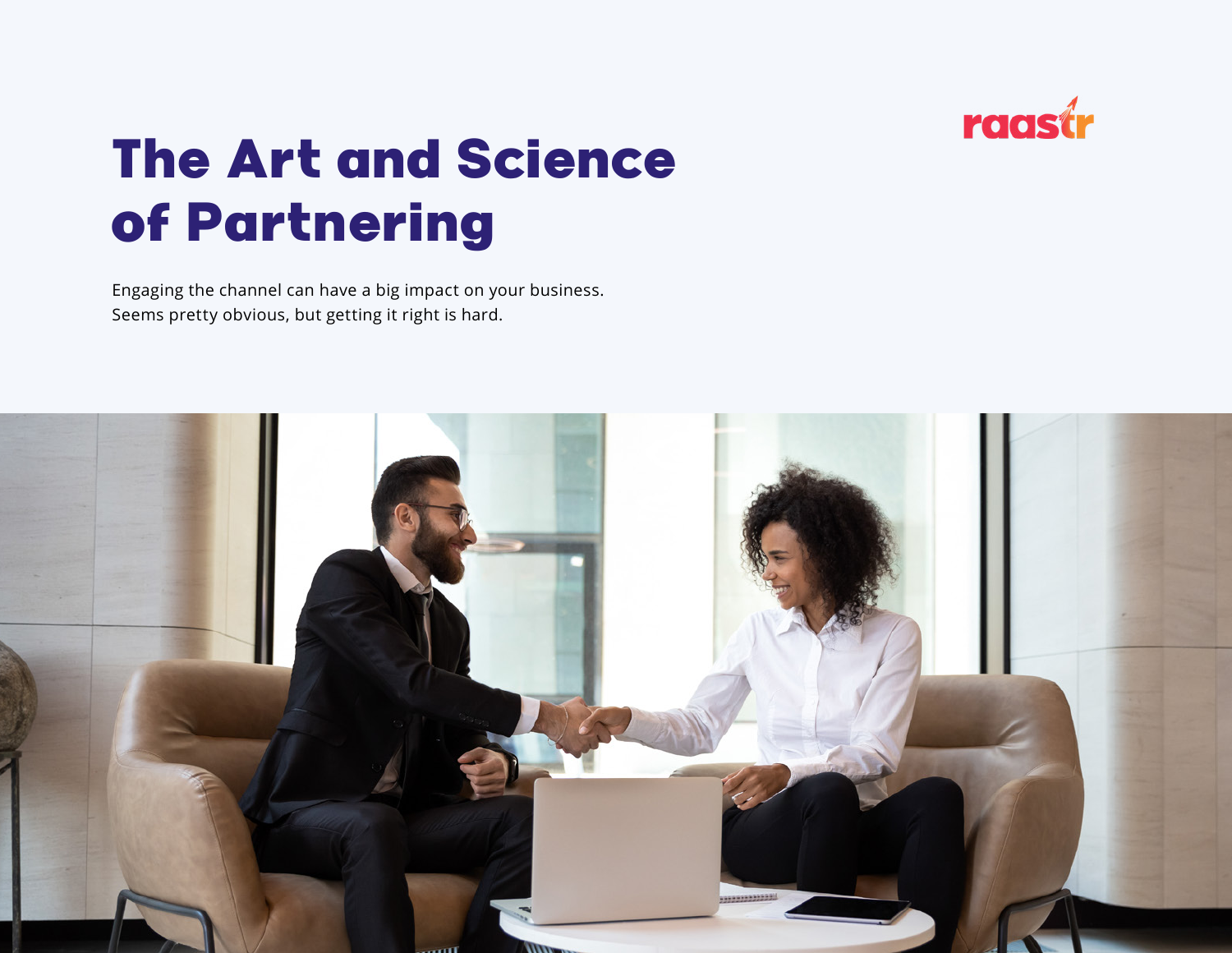raastr

# The Art and Science of Partnering

Engaging the channel can have a big impact on your business. Seems pretty obvious, but getting it right is hard.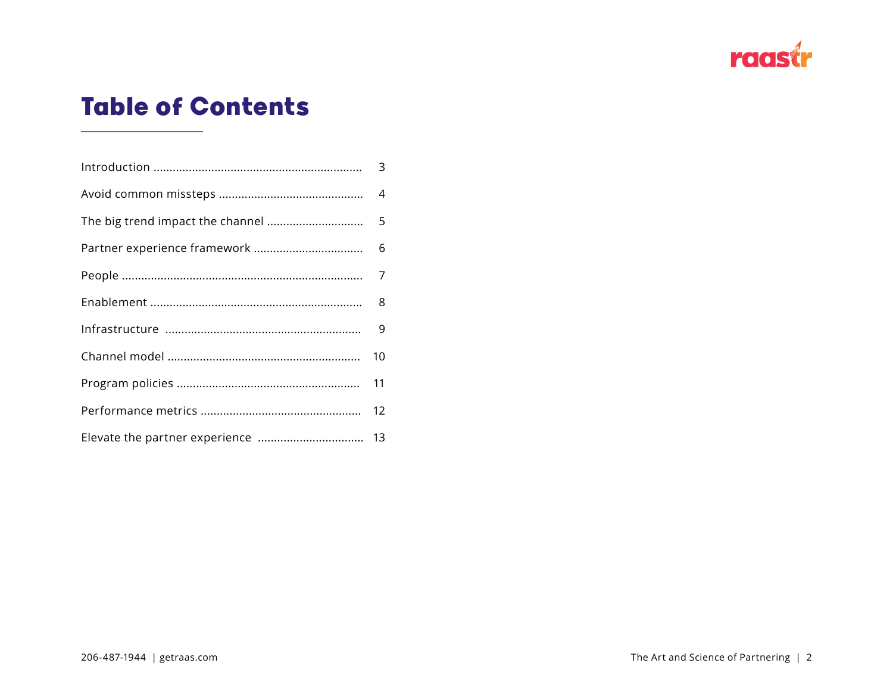# Table of Contents

| | |
|---|---|
| Introduction | 3 |
| Avoid common missteps | 4 |
| The big trend impact the channel | 5 |
| Partner experience framework | 6 |
| People | 7 |
| Enablement | 8 |
| Infrastructure | 9 |
| Channel model | 10 |
| Program policies | 11 |
| Performance metrics | 12 |
| Elevate the partner experience | 13 |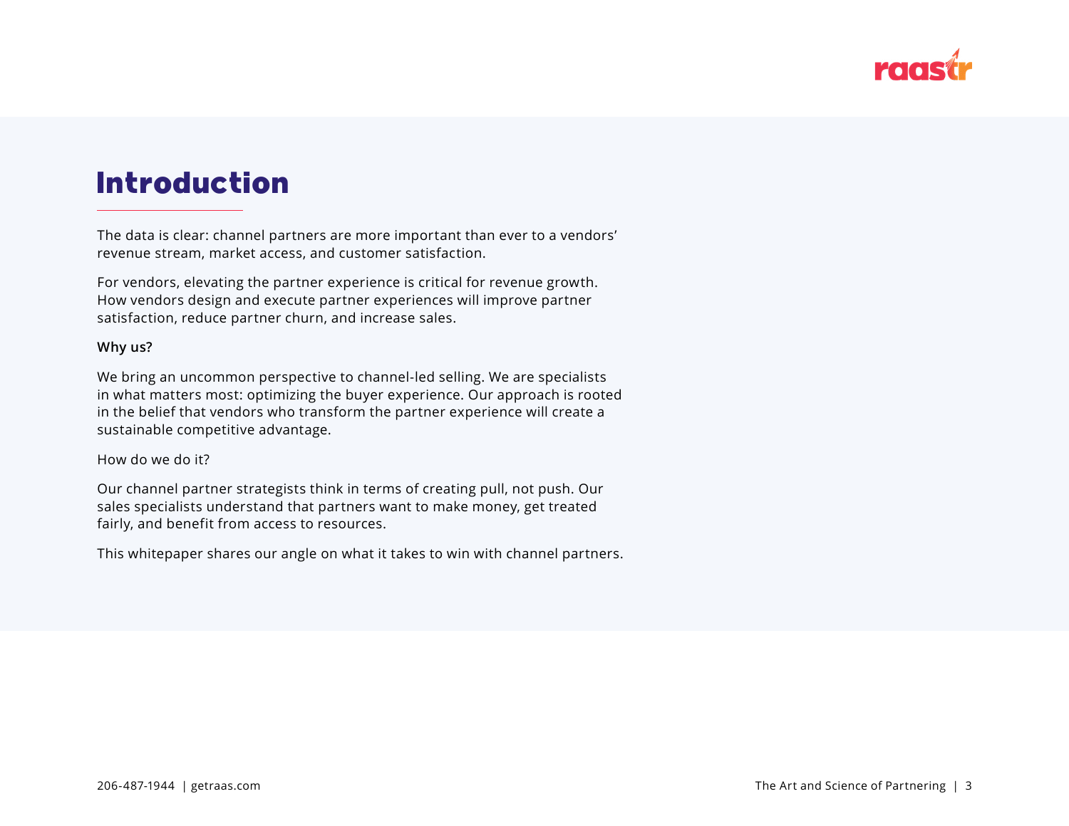# Introduction

The data is clear: channel partners are more important than ever to a vendors' revenue stream, market access, and customer satisfaction.

For vendors, elevating the partner experience is critical for revenue growth. How vendors design and execute partner experiences will improve partner satisfaction, reduce partner churn, and increase sales.

**Why us?**

We bring an uncommon perspective to channel-led selling. We are specialists in what matters most: optimizing the buyer experience. Our approach is rooted in the belief that vendors who transform the partner experience will create a sustainable competitive advantage.

How do we do it?

Our channel partner strategists think in terms of creating pull, not push. Our sales specialists understand that partners want to make money, get treated fairly, and benefit from access to resources.

This whitepaper shares our angle on what it takes to win with channel partners.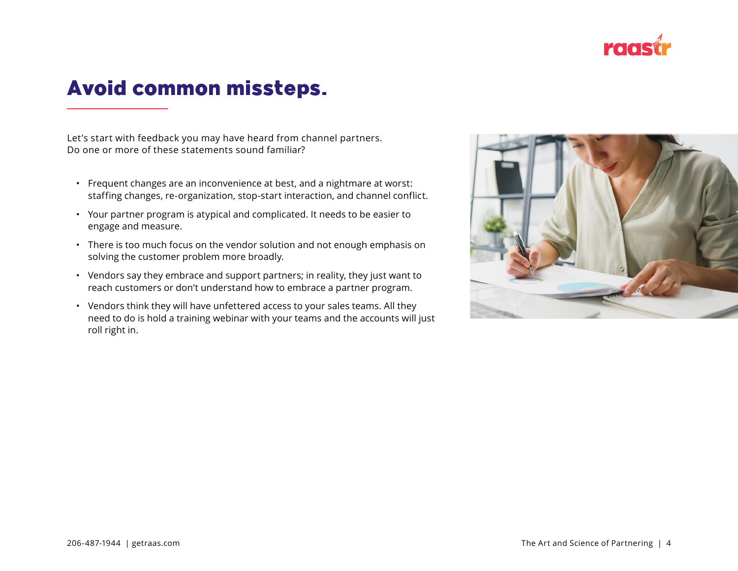# Avoid common missteps.

Let's start with feedback you may have heard from channel partners.
Do one or more of these statements sound familiar?

- Frequent changes are an inconvenience at best, and a nightmare at worst: staffing changes, re-organization, stop-start interaction, and channel conflict.
- Your partner program is atypical and complicated. It needs to be easier to engage and measure.
- There is too much focus on the vendor solution and not enough emphasis on solving the customer problem more broadly.
- Vendors say they embrace and support partners; in reality, they just want to reach customers or don't understand how to embrace a partner program.
- Vendors think they will have unfettered access to your sales teams. All they need to do is hold a training webinar with your teams and the accounts will just roll right in.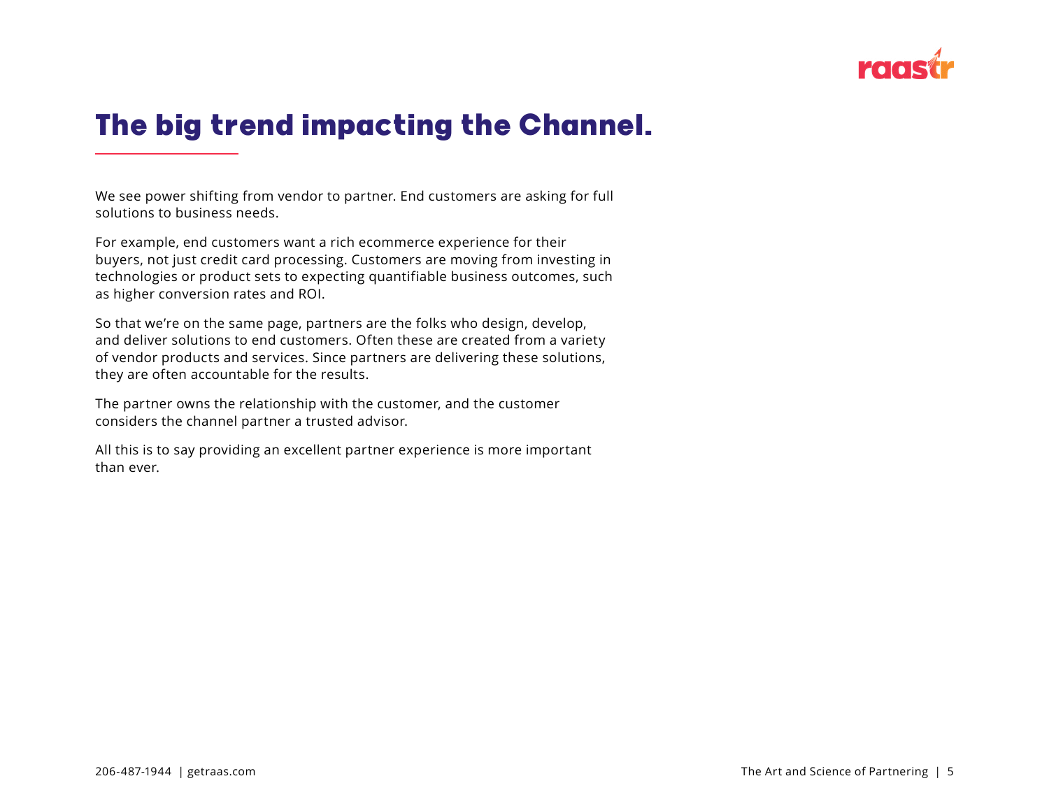# The big trend impacting the Channel.

We see power shifting from vendor to partner. End customers are asking for full solutions to business needs.

For example, end customers want a rich ecommerce experience for their buyers, not just credit card processing. Customers are moving from investing in technologies or product sets to expecting quantifiable business outcomes, such as higher conversion rates and ROI.

So that we're on the same page, partners are the folks who design, develop, and deliver solutions to end customers. Often these are created from a variety of vendor products and services. Since partners are delivering these solutions, they are often accountable for the results.

The partner owns the relationship with the customer, and the customer considers the channel partner a trusted advisor.

All this is to say providing an excellent partner experience is more important than ever.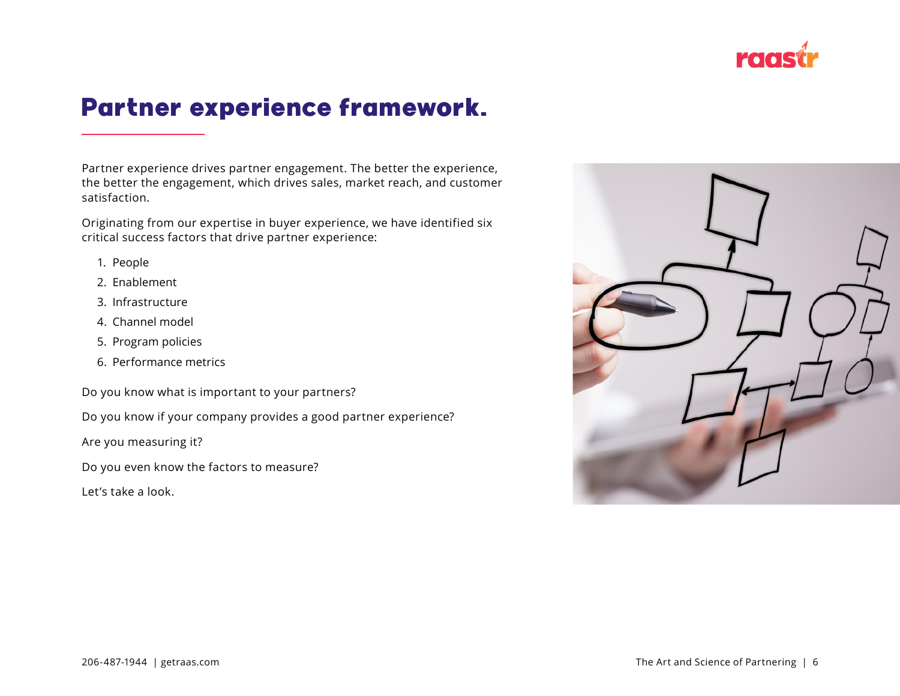# Partner experience framework.

Partner experience drives partner engagement. The better the experience, the better the engagement, which drives sales, market reach, and customer satisfaction.

Originating from our expertise in buyer experience, we have identified six critical success factors that drive partner experience:

1. People
2. Enablement
3. Infrastructure
4. Channel model
5. Program policies
6. Performance metrics

Do you know what is important to your partners?

Do you know if your company provides a good partner experience?

Are you measuring it?

Do you even know the factors to measure?

Let's take a look.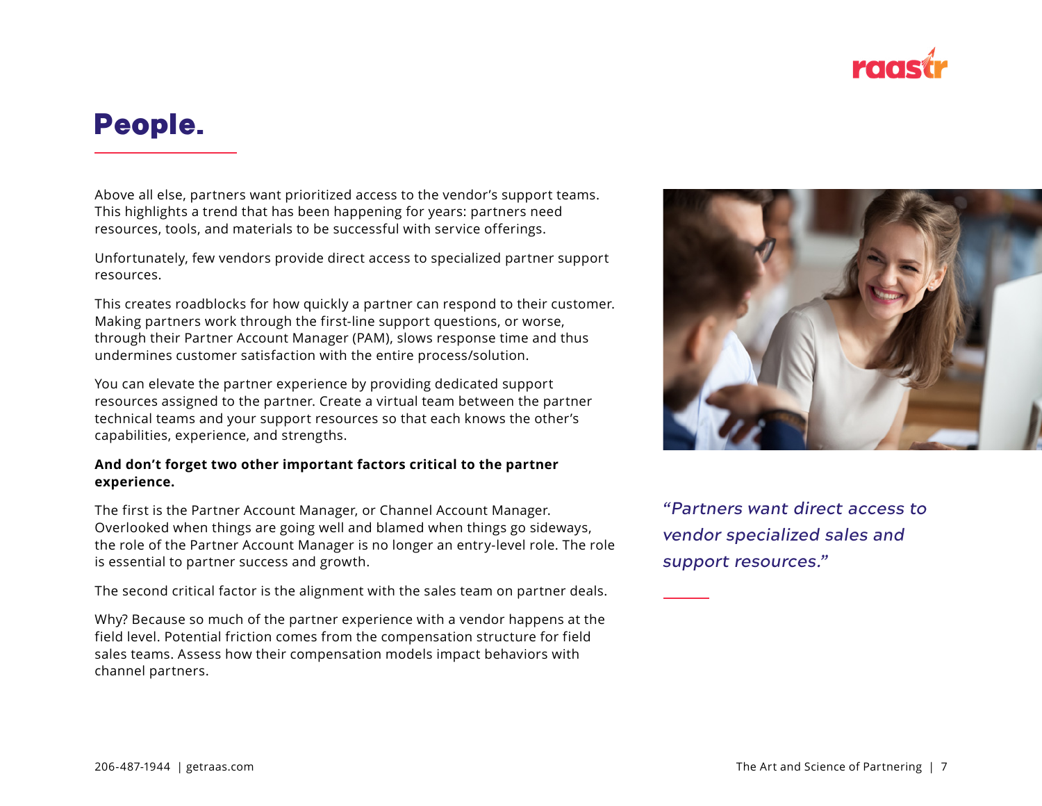# People.

Above all else, partners want prioritized access to the vendor's support teams. This highlights a trend that has been happening for years: partners need resources, tools, and materials to be successful with service offerings.

Unfortunately, few vendors provide direct access to specialized partner support resources.

This creates roadblocks for how quickly a partner can respond to their customer. Making partners work through the first-line support questions, or worse, through their Partner Account Manager (PAM), slows response time and thus undermines customer satisfaction with the entire process/solution.

You can elevate the partner experience by providing dedicated support resources assigned to the partner. Create a virtual team between the partner technical teams and your support resources so that each knows the other's capabilities, experience, and strengths.

**And don't forget two other important factors critical to the partner experience.**

The first is the Partner Account Manager, or Channel Account Manager. Overlooked when things are going well and blamed when things go sideways, the role of the Partner Account Manager is no longer an entry-level role. The role is essential to partner success and growth.

The second critical factor is the alignment with the sales team on partner deals.

Why? Because so much of the partner experience with a vendor happens at the field level. Potential friction comes from the compensation structure for field sales teams. Assess how their compensation models impact behaviors with channel partners.

*"Partners want direct access to vendor specialized sales and support resources."*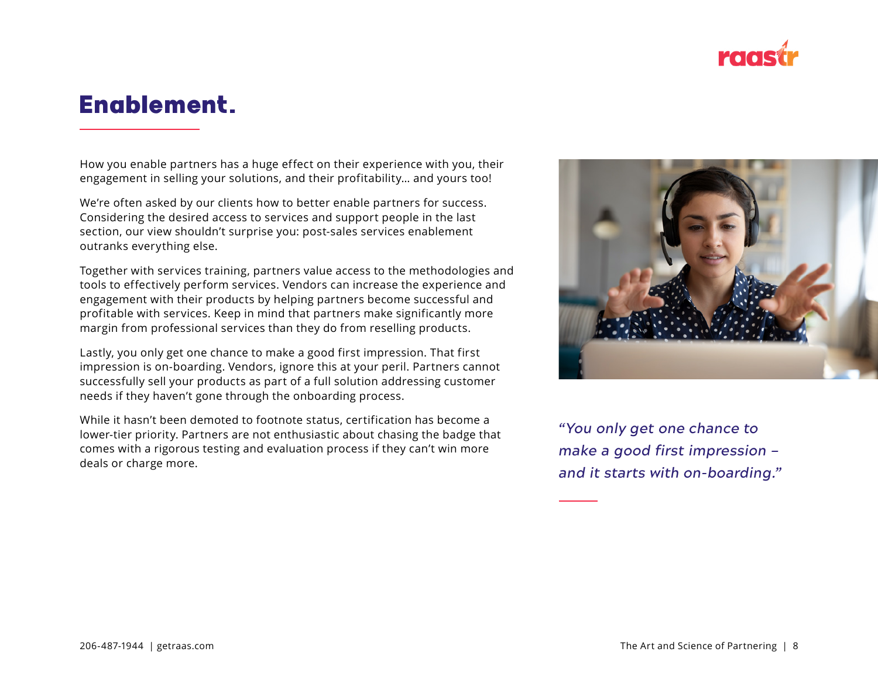# Enablement.

How you enable partners has a huge effect on their experience with you, their engagement in selling your solutions, and their profitability... and yours too!

We're often asked by our clients how to better enable partners for success. Considering the desired access to services and support people in the last section, our view shouldn't surprise you: post-sales services enablement outranks everything else.

Together with services training, partners value access to the methodologies and tools to effectively perform services. Vendors can increase the experience and engagement with their products by helping partners become successful and profitable with services. Keep in mind that partners make significantly more margin from professional services than they do from reselling products.

Lastly, you only get one chance to make a good first impression. That first impression is on-boarding. Vendors, ignore this at your peril. Partners cannot successfully sell your products as part of a full solution addressing customer needs if they haven't gone through the onboarding process.

While it hasn't been demoted to footnote status, certification has become a lower-tier priority. Partners are not enthusiastic about chasing the badge that comes with a rigorous testing and evaluation process if they can't win more deals or charge more.

*"You only get one chance to make a good first impression – and it starts with on-boarding."*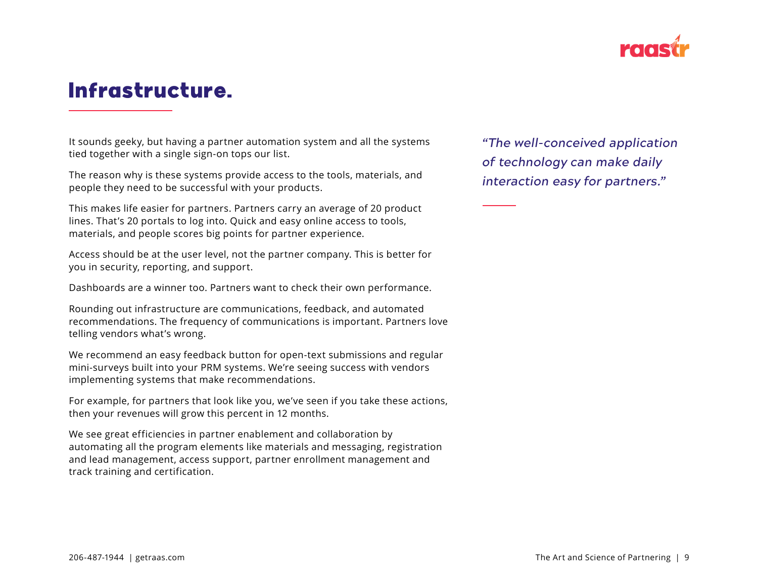# Infrastructure.

It sounds geeky, but having a partner automation system and all the systems tied together with a single sign-on tops our list.

The reason why is these systems provide access to the tools, materials, and people they need to be successful with your products.

This makes life easier for partners. Partners carry an average of 20 product lines. That's 20 portals to log into. Quick and easy online access to tools, materials, and people scores big points for partner experience.

Access should be at the user level, not the partner company. This is better for you in security, reporting, and support.

Dashboards are a winner too. Partners want to check their own performance.

Rounding out infrastructure are communications, feedback, and automated recommendations. The frequency of communications is important. Partners love telling vendors what's wrong.

We recommend an easy feedback button for open-text submissions and regular mini-surveys built into your PRM systems. We're seeing success with vendors implementing systems that make recommendations.

For example, for partners that look like you, we've seen if you take these actions, then your revenues will grow this percent in 12 months.

We see great efficiencies in partner enablement and collaboration by automating all the program elements like materials and messaging, registration and lead management, access support, partner enrollment management and track training and certification.

*"The well-conceived application of technology can make daily interaction easy for partners."*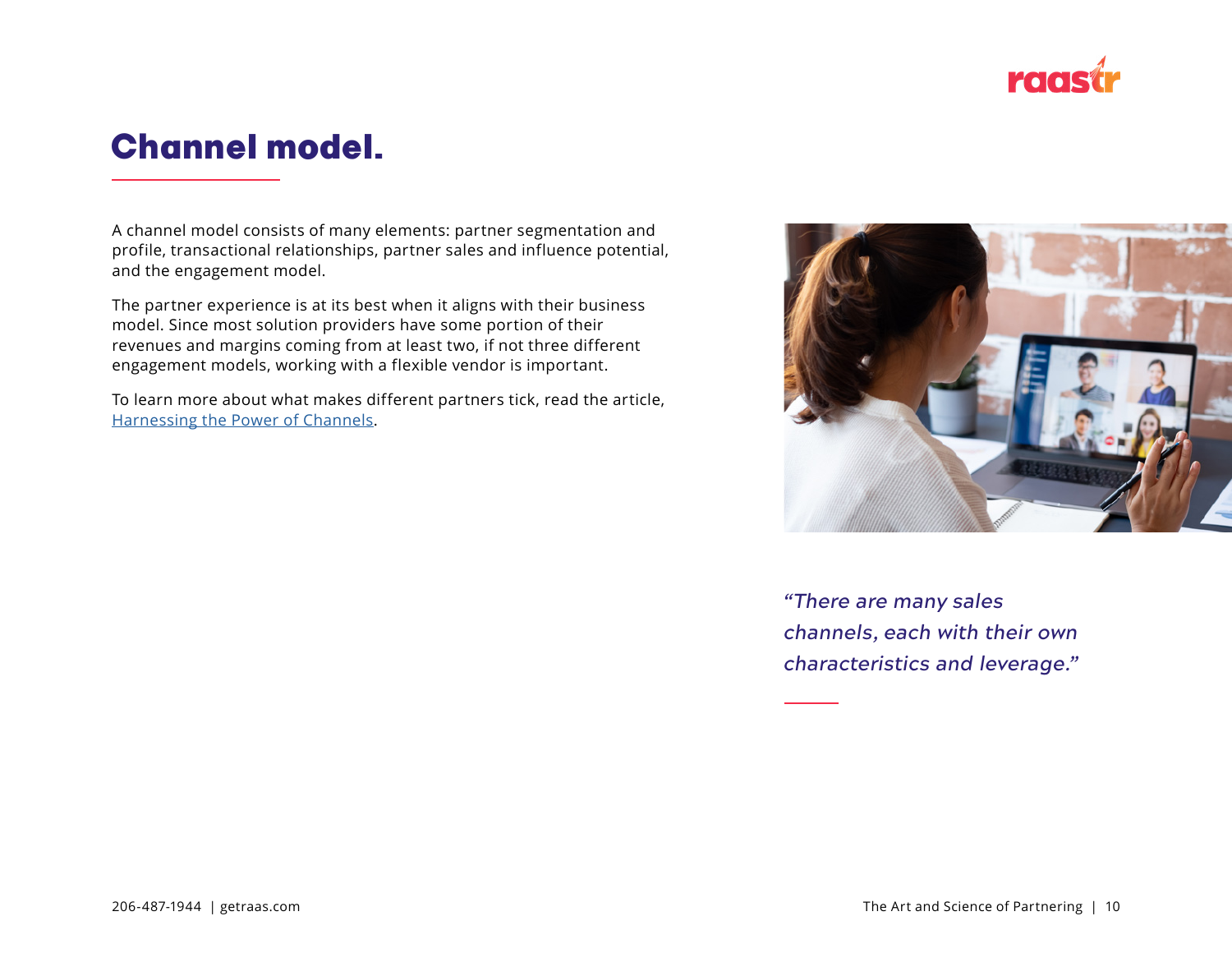# Channel model.

A channel model consists of many elements: partner segmentation and profile, transactional relationships, partner sales and influence potential, and the engagement model.

The partner experience is at its best when it aligns with their business model. Since most solution providers have some portion of their revenues and margins coming from at least two, if not three different engagement models, working with a flexible vendor is important.

To learn more about what makes different partners tick, read the article, Harnessing the Power of Channels.

*"There are many sales channels, each with their own characteristics and leverage."*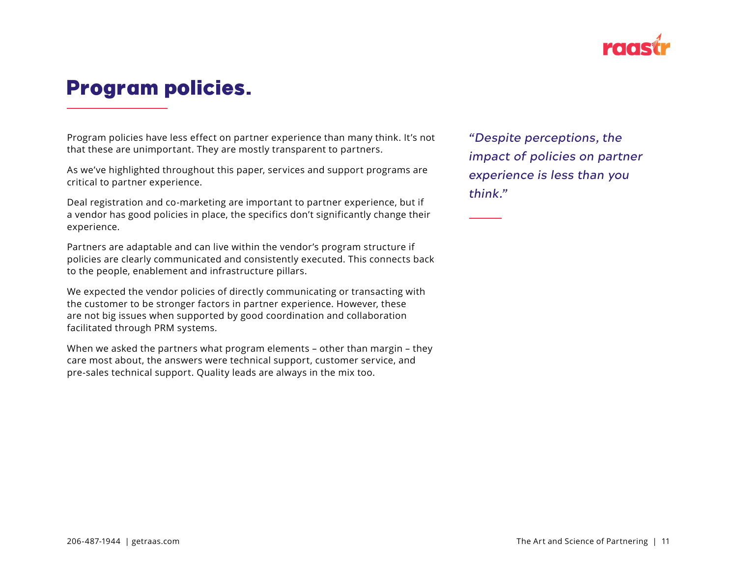# Program policies.

Program policies have less effect on partner experience than many think. It's not that these are unimportant. They are mostly transparent to partners.

As we've highlighted throughout this paper, services and support programs are critical to partner experience.

Deal registration and co-marketing are important to partner experience, but if a vendor has good policies in place, the specifics don't significantly change their experience.

Partners are adaptable and can live within the vendor's program structure if policies are clearly communicated and consistently executed. This connects back to the people, enablement and infrastructure pillars.

We expected the vendor policies of directly communicating or transacting with the customer to be stronger factors in partner experience. However, these are not big issues when supported by good coordination and collaboration facilitated through PRM systems.

When we asked the partners what program elements – other than margin – they care most about, the answers were technical support, customer service, and pre-sales technical support. Quality leads are always in the mix too.

*"Despite perceptions, the impact of policies on partner experience is less than you think."*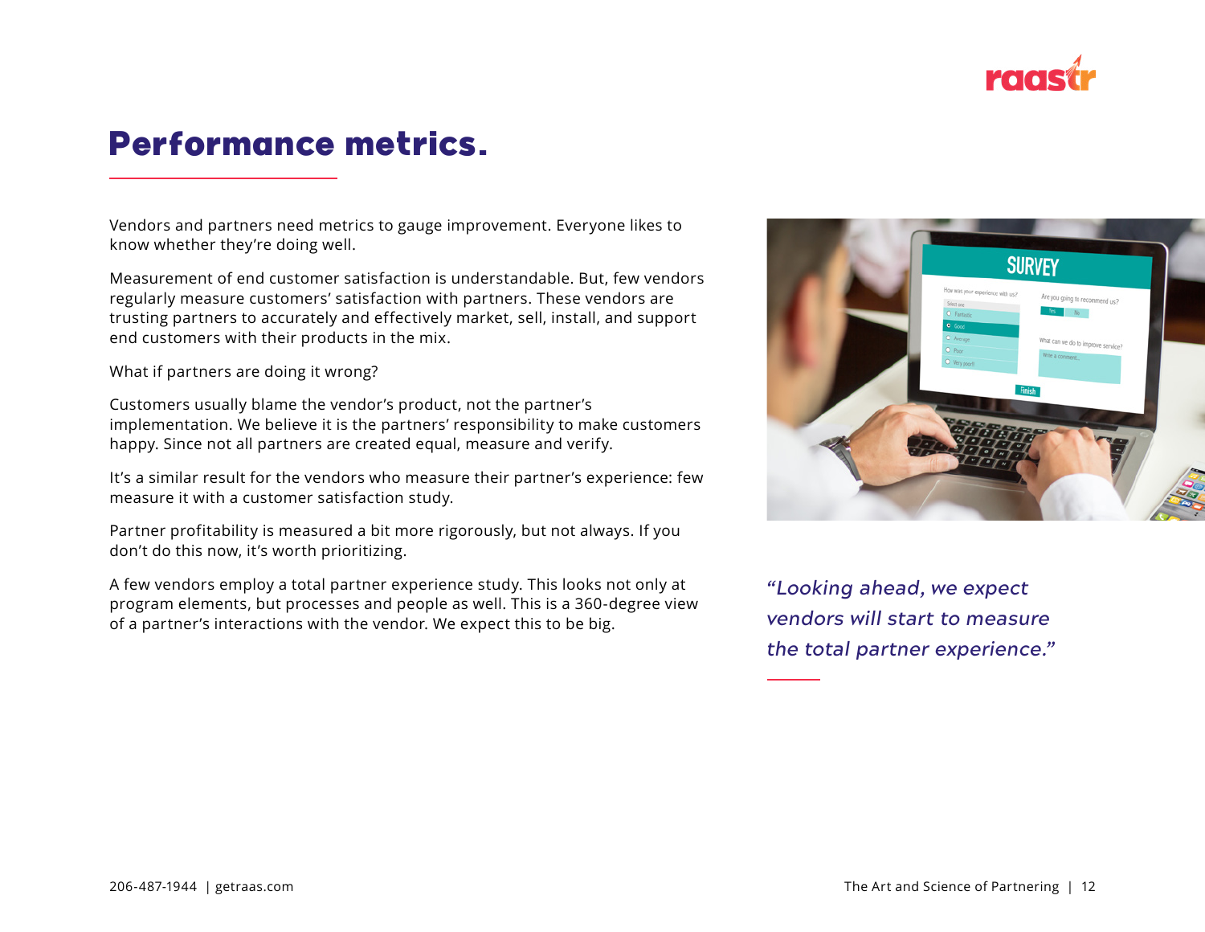# Performance metrics.

Vendors and partners need metrics to gauge improvement. Everyone likes to know whether they're doing well.

Measurement of end customer satisfaction is understandable. But, few vendors regularly measure customers' satisfaction with partners. These vendors are trusting partners to accurately and effectively market, sell, install, and support end customers with their products in the mix.

What if partners are doing it wrong?

Customers usually blame the vendor's product, not the partner's implementation. We believe it is the partners' responsibility to make customers happy. Since not all partners are created equal, measure and verify.

It's a similar result for the vendors who measure their partner's experience: few measure it with a customer satisfaction study.

Partner profitability is measured a bit more rigorously, but not always. If you don't do this now, it's worth prioritizing.

A few vendors employ a total partner experience study. This looks not only at program elements, but processes and people as well. This is a 360-degree view of a partner's interactions with the vendor. We expect this to be big.

*"Looking ahead, we expect vendors will start to measure the total partner experience."*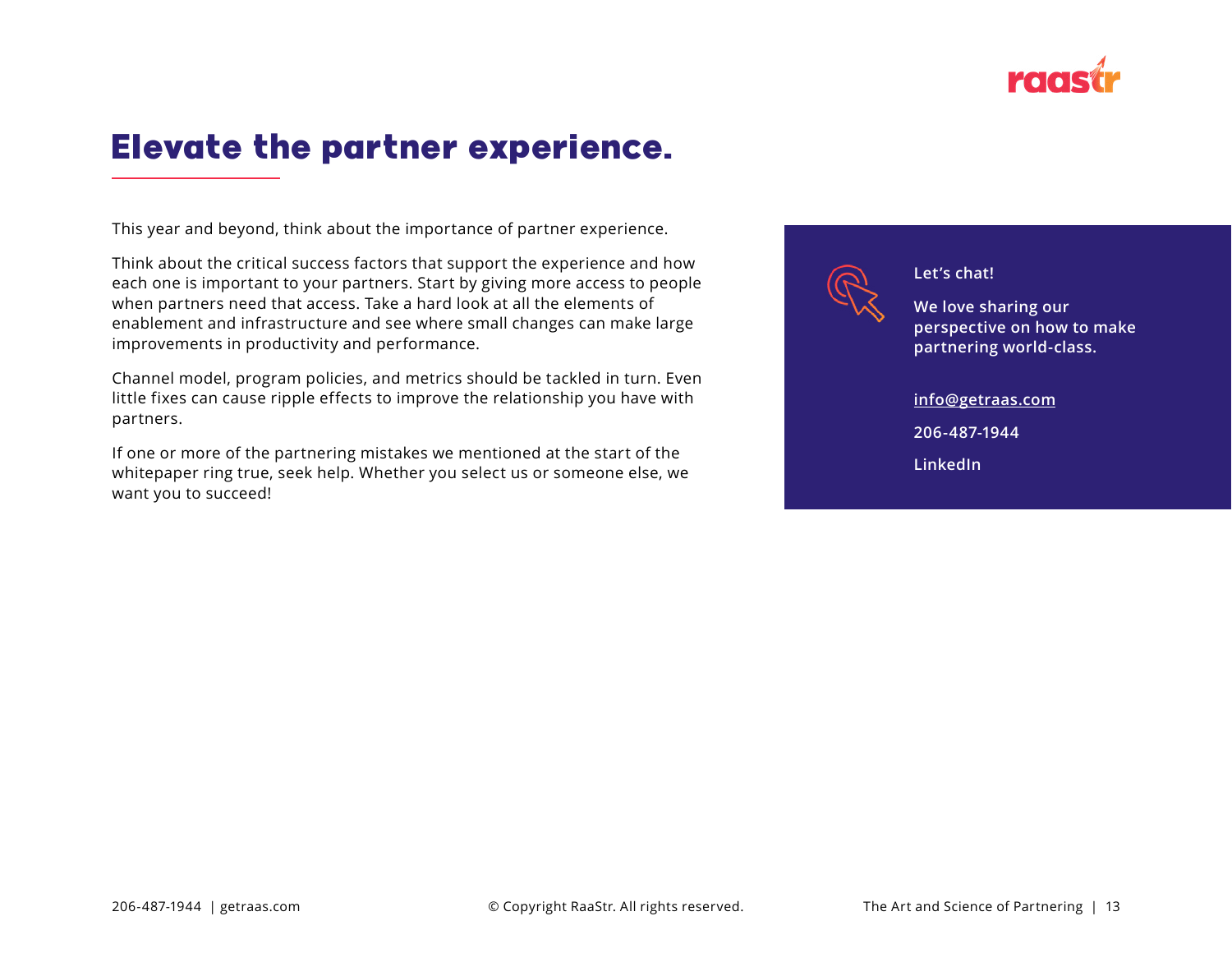# Elevate the partner experience.

This year and beyond, think about the importance of partner experience.

Think about the critical success factors that support the experience and how each one is important to your partners. Start by giving more access to people when partners need that access. Take a hard look at all the elements of enablement and infrastructure and see where small changes can make large improvements in productivity and performance.

Channel model, program policies, and metrics should be tackled in turn. Even little fixes can cause ripple effects to improve the relationship you have with partners.

If one or more of the partnering mistakes we mentioned at the start of the whitepaper ring true, seek help. Whether you select us or someone else, we want you to succeed!

**Let's chat!**

**We love sharing our perspective on how to make partnering world-class.**

**info@getraas.com**

**206-487-1944**

**LinkedIn**